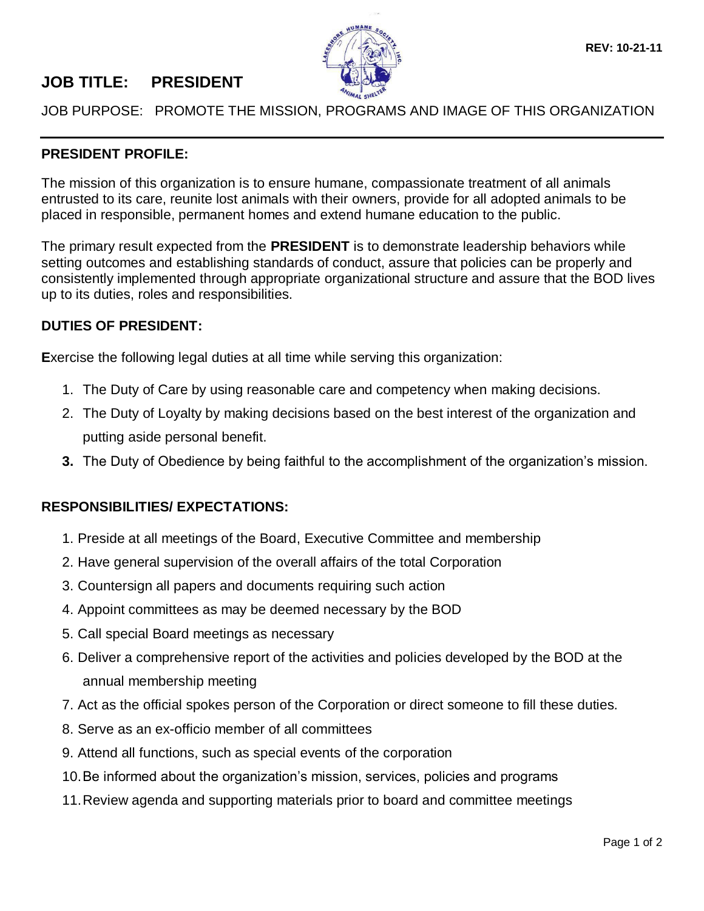REV: 10-21-11

# JOB TITLE: PRESIDENT

JOB PURPOSE: PROMOTE THE MISSION, PROGRAMS AND IMAGE OF THIS ORGANIZATION

## PRESIDENT PROFILE:

The mission of this organization is to ensure humane, compassionate treatment of all animals entrusted to its care, reunite lost animals with their owners, provide for all adopted animals to be placed in responsible, permanent homes and extend humane education to the public.

The primary result expected from the **PRESIDENT** is to demonstrate leadership behaviors while setting outcomes and establishing standards of conduct, assure that policies can be properly and consistently implemented through appropriate organizational structure and assure that the BOD lives up to its duties, roles and responsibilities.

## DUTIES OF PRESIDENT:

**E**xercise the following legal duties at all time while serving this organization:

1. The Duty of Care by using reasonable care and competency when making decisions.
2. The Duty of Loyalty by making decisions based on the best interest of the organization and putting aside personal benefit.
3. The Duty of Obedience by being faithful to the accomplishment of the organization's mission.

## RESPONSIBILITIES/ EXPECTATIONS:

1. Preside at all meetings of the Board, Executive Committee and membership
2. Have general supervision of the overall affairs of the total Corporation
3. Countersign all papers and documents requiring such action
4. Appoint committees as may be deemed necessary by the BOD
5. Call special Board meetings as necessary
6. Deliver a comprehensive report of the activities and policies developed by the BOD at the annual membership meeting
7. Act as the official spokes person of the Corporation or direct someone to fill these duties.
8. Serve as an ex-officio member of all committees
9. Attend all functions, such as special events of the corporation
10. Be informed about the organization's mission, services, policies and programs
11. Review agenda and supporting materials prior to board and committee meetings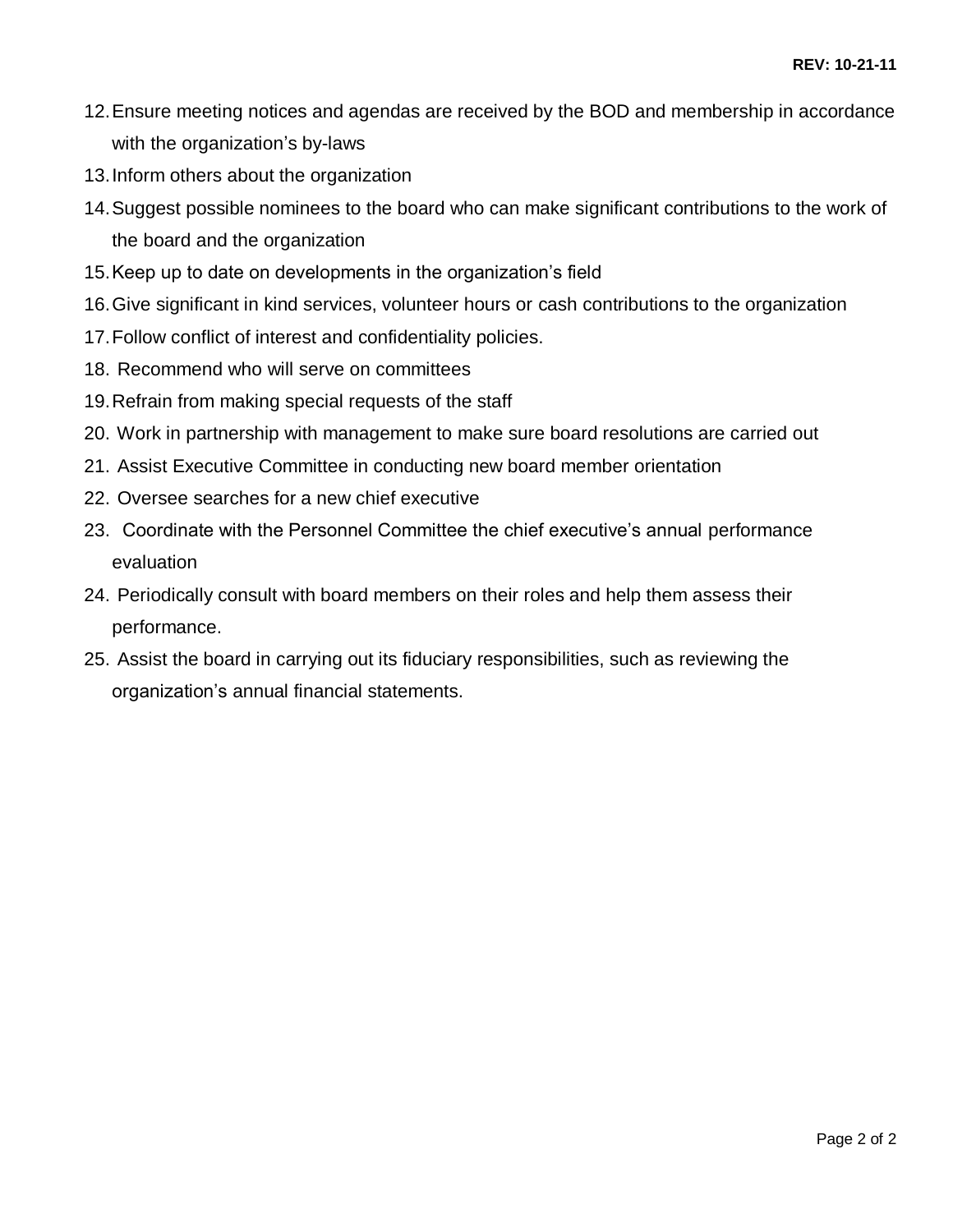12. Ensure meeting notices and agendas are received by the BOD and membership in accordance with the organization's by-laws
13. Inform others about the organization
14. Suggest possible nominees to the board who can make significant contributions to the work of the board and the organization
15. Keep up to date on developments in the organization's field
16. Give significant in kind services, volunteer hours or cash contributions to the organization
17. Follow conflict of interest and confidentiality policies.
18. Recommend who will serve on committees
19. Refrain from making special requests of the staff
20. Work in partnership with management to make sure board resolutions are carried out
21. Assist Executive Committee in conducting new board member orientation
22. Oversee searches for a new chief executive
23. Coordinate with the Personnel Committee the chief executive's annual performance evaluation
24. Periodically consult with board members on their roles and help them assess their performance.
25. Assist the board in carrying out its fiduciary responsibilities, such as reviewing the organization's annual financial statements.